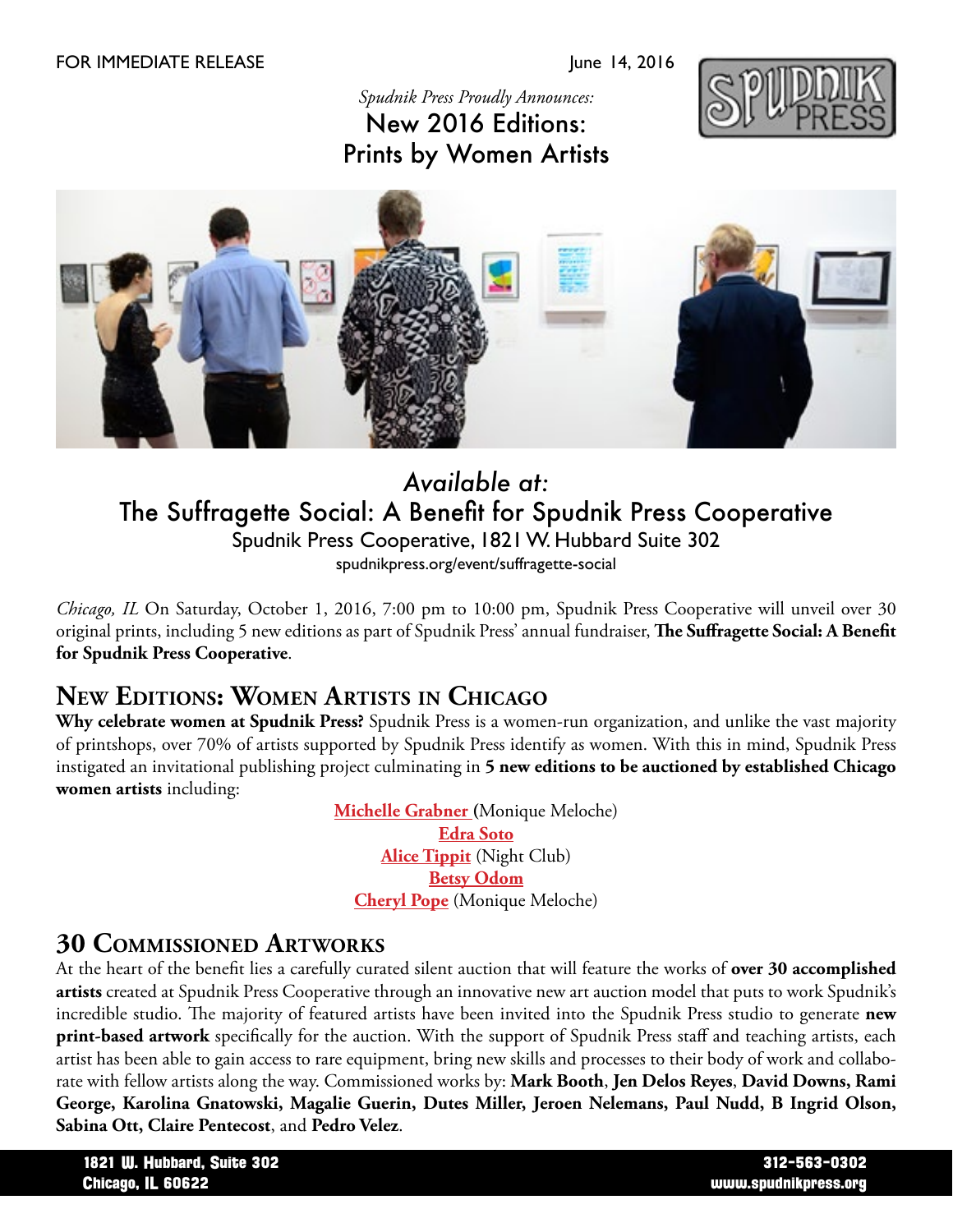FOR IMMEDIATE RELEASE June 14, 2016

*Spudnik Press Proudly Announces:*

# New 2016 Editions: Prints by Women Artists

## *Available at:* The Suffragette Social: A Benefit for Spudnik Press Cooperative

Spudnik Press Cooperative, 1821 W. Hubbard Suite 302

spudnikpress.org/event/suffragette-social

*Chicago, IL* On Saturday, October 1, 2016, 7:00 pm to 10:00 pm, Spudnik Press Cooperative will unveil over 30 original prints, including 5 new editions as part of Spudnik Press' annual fundraiser, **The Suffragette Social: A Benefit for Spudnik Press Cooperative**.

## New Editions: Women Artists in Chicago

**Why celebrate women at Spudnik Press?** Spudnik Press is a women-run organization, and unlike the vast majority of printshops, over 70% of artists supported by Spudnik Press identify as women. With this in mind, Spudnik Press instigated an invitational publishing project culminating in **5 new editions to be auctioned by established Chicago women artists** including:

**Michelle Grabner** (Monique Meloche)
**Edra Soto**
**Alice Tippit** (Night Club)
**Betsy Odom**
**Cheryl Pope** (Monique Meloche)

## 30 Commissioned Artworks

At the heart of the benefit lies a carefully curated silent auction that will feature the works of **over 30 accomplished artists** created at Spudnik Press Cooperative through an innovative new art auction model that puts to work Spudnik's incredible studio. The majority of featured artists have been invited into the Spudnik Press studio to generate **new print-based artwork** specifically for the auction. With the support of Spudnik Press staff and teaching artists, each artist has been able to gain access to rare equipment, bring new skills and processes to their body of work and collaborate with fellow artists along the way. Commissioned works by: **Mark Booth**, **Jen Delos Reyes**, **David Downs, Rami George, Karolina Gnatowski, Magalie Guerin, Dutes Miller, Jeroen Nelemans, Paul Nudd, B Ingrid Olson, Sabina Ott, Claire Pentecost**, and **Pedro Velez**.

1821 W. Hubbard, Suite 302
Chicago, IL 60622

312-563-0302
www.spudnikpress.org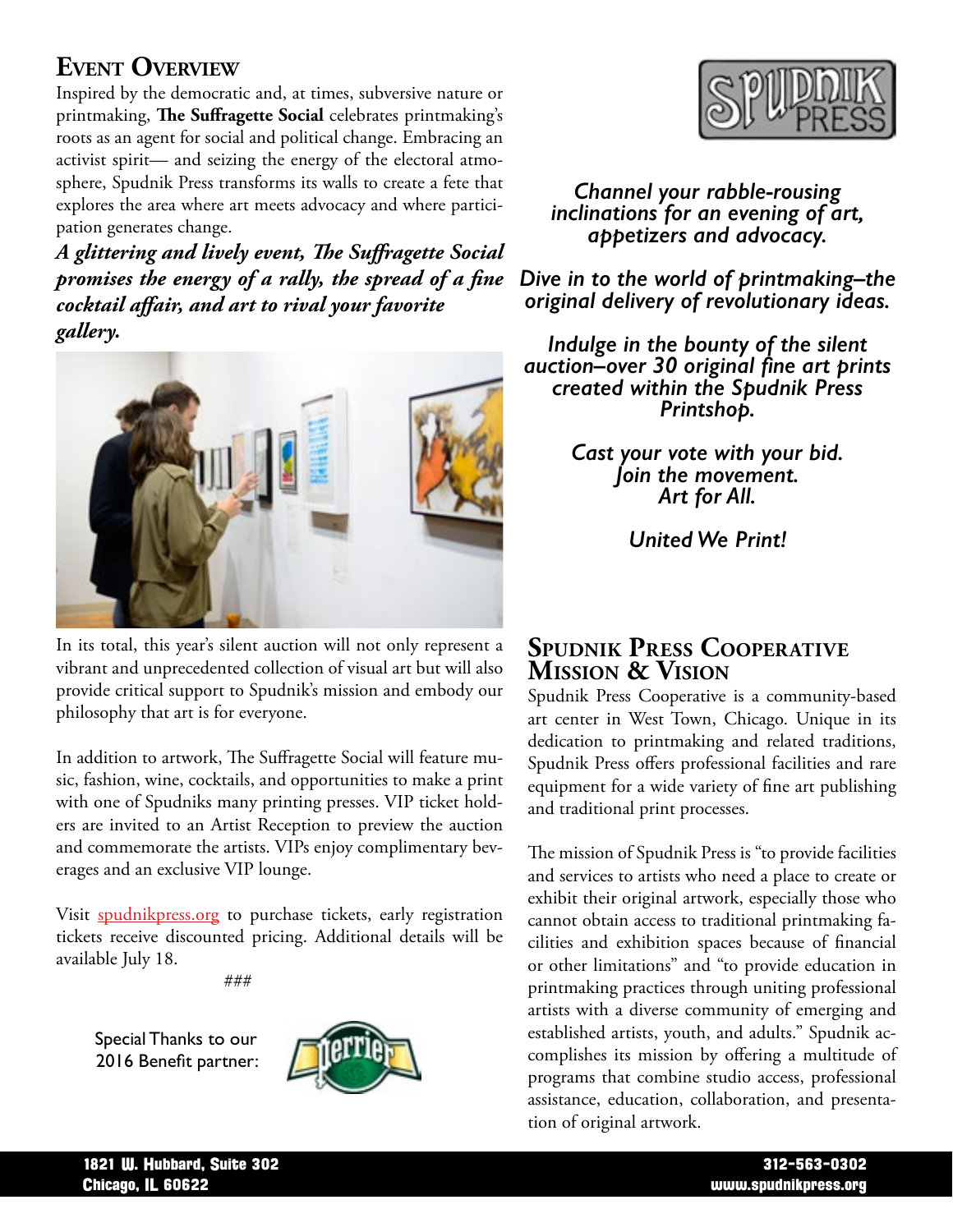## Event Overview

Inspired by the democratic and, at times, subversive nature or printmaking, **The Suffragette Social** celebrates printmaking's roots as an agent for social and political change. Embracing an activist spirit— and seizing the energy of the electoral atmosphere, Spudnik Press transforms its walls to create a fete that explores the area where art meets advocacy and where participation generates change.

***A glittering and lively event, The Suffragette Social promises the energy of a rally, the spread of a fine cocktail affair, and art to rival your favorite gallery.***

In its total, this year's silent auction will not only represent a vibrant and unprecedented collection of visual art but will also provide critical support to Spudnik's mission and embody our philosophy that art is for everyone.

In addition to artwork, The Suffragette Social will feature music, fashion, wine, cocktails, and opportunities to make a print with one of Spudniks many printing presses. VIP ticket holders are invited to an Artist Reception to preview the auction and commemorate the artists. VIPs enjoy complimentary beverages and an exclusive VIP lounge.

Visit spudnikpress.org to purchase tickets, early registration tickets receive discounted pricing. Additional details will be available July 18.

###

Special Thanks to our 2016 Benefit partner:

*Channel your rabble-rousing inclinations for an evening of art, appetizers and advocacy.*

*Dive in to the world of printmaking–the original delivery of revolutionary ideas.*

*Indulge in the bounty of the silent auction–over 30 original fine art prints created within the Spudnik Press Printshop.*

*Cast your vote with your bid. Join the movement. Art for All.*

*United We Print!*

## Spudnik Press Cooperative Mission & Vision

Spudnik Press Cooperative is a community-based art center in West Town, Chicago. Unique in its dedication to printmaking and related traditions, Spudnik Press offers professional facilities and rare equipment for a wide variety of fine art publishing and traditional print processes.

The mission of Spudnik Press is "to provide facilities and services to artists who need a place to create or exhibit their original artwork, especially those who cannot obtain access to traditional printmaking facilities and exhibition spaces because of financial or other limitations" and "to provide education in printmaking practices through uniting professional artists with a diverse community of emerging and established artists, youth, and adults." Spudnik accomplishes its mission by offering a multitude of programs that combine studio access, professional assistance, education, collaboration, and presentation of original artwork.

**1821 W. Hubbard, Suite 302**
**Chicago, IL 60622**

**312-563-0302**
**www.spudnikpress.org**